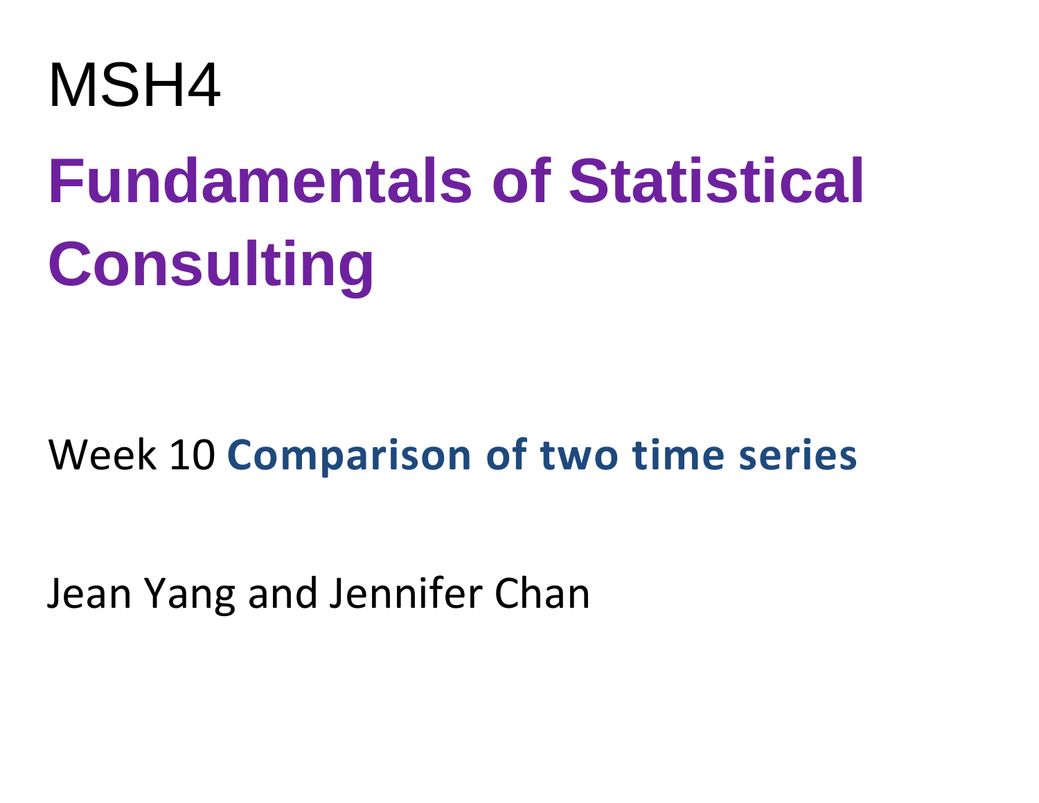MSH4

# Fundamentals of Statistical Consulting

Week 10 **Comparison of two time series**

Jean Yang and Jennifer Chan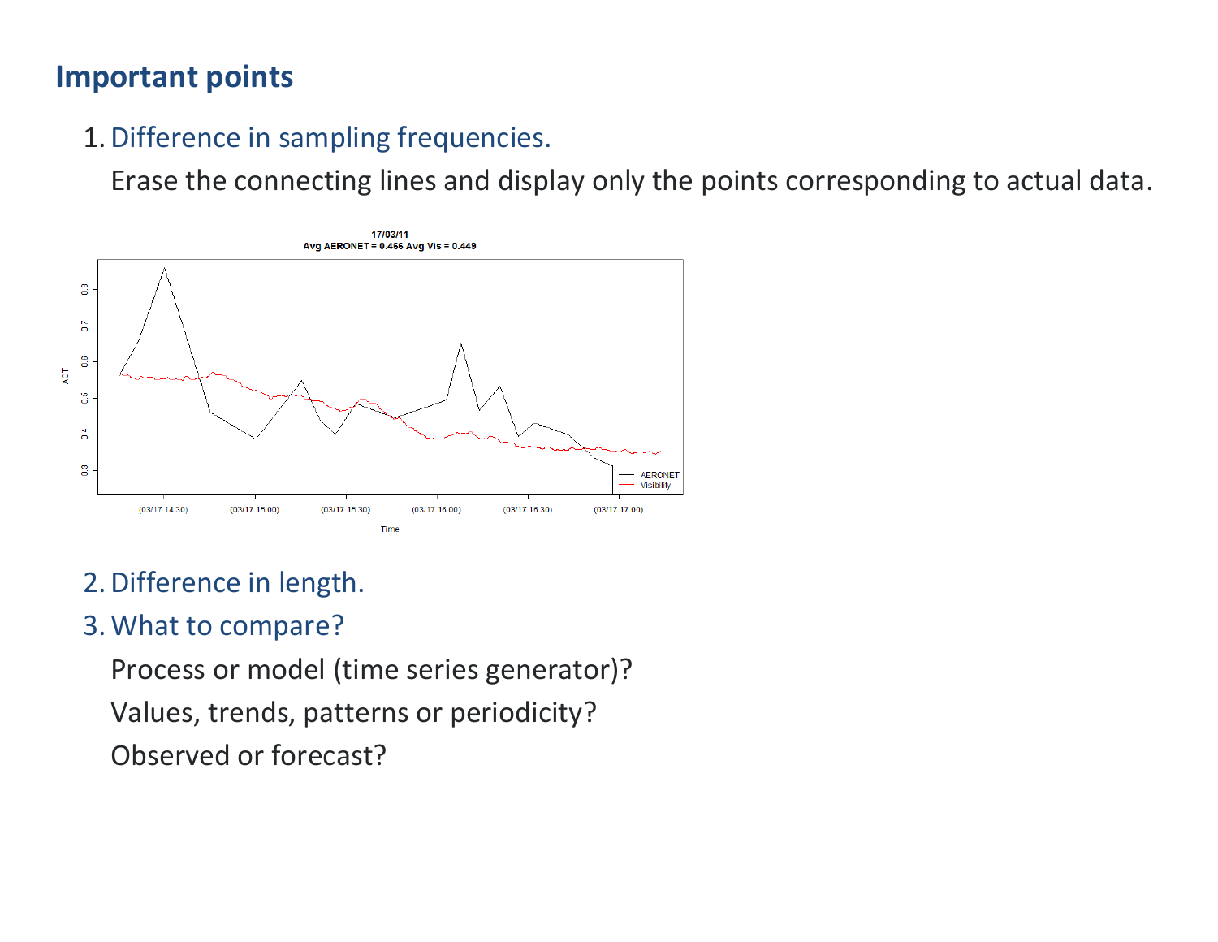## Important points

1. Difference in sampling frequencies.

   Erase the connecting lines and display only the points corresponding to actual data.

2. Difference in length.
3. What to compare?

   Process or model (time series generator)?

   Values, trends, patterns or periodicity?

   Observed or forecast?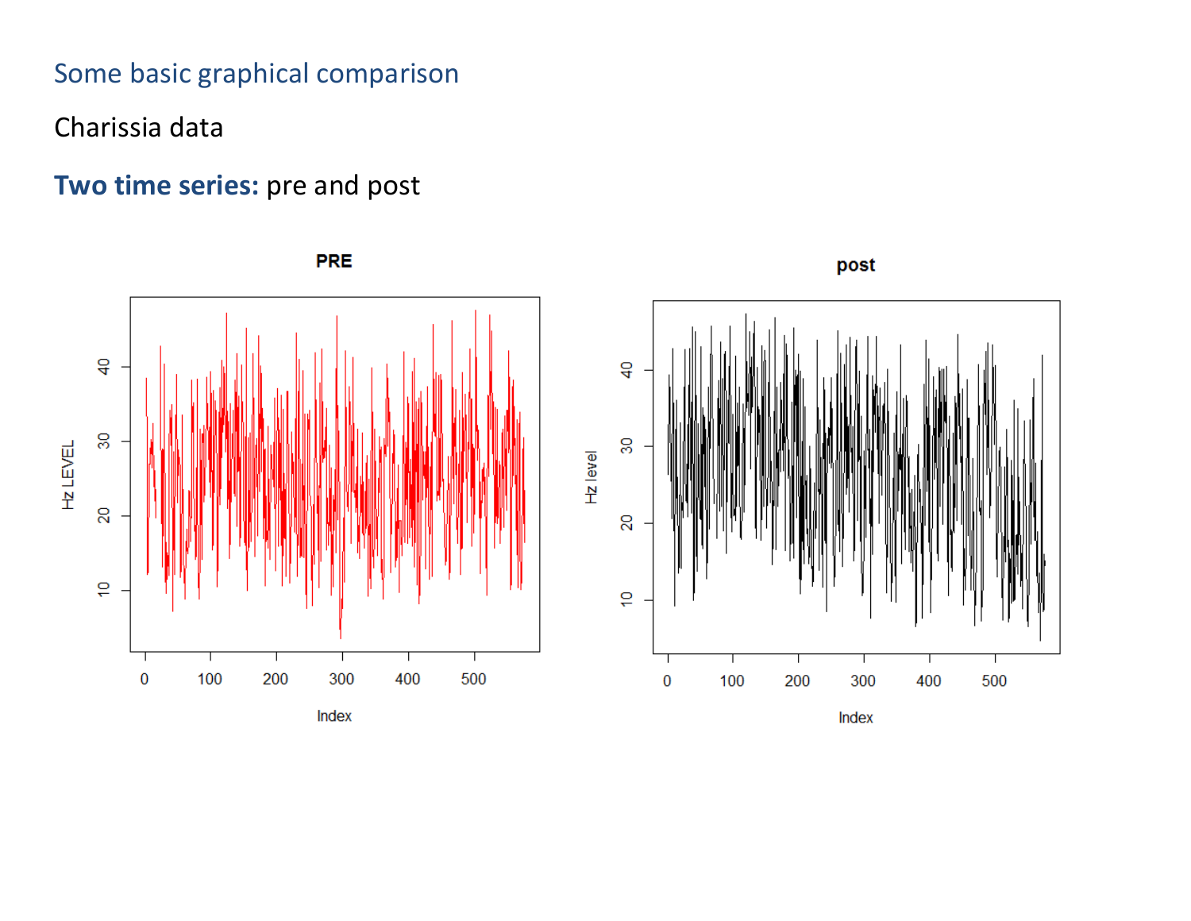## Some basic graphical comparison

Charissia data

**Two time series:** pre and post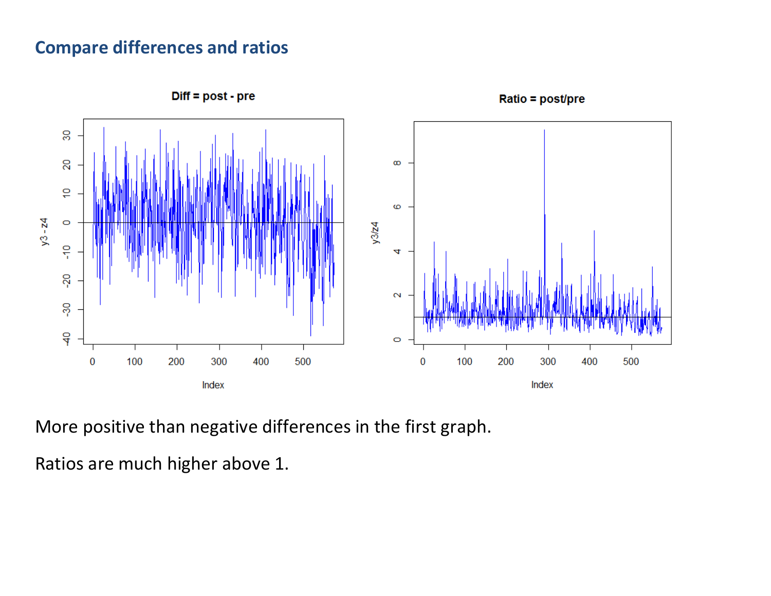## Compare differences and ratios

More positive than negative differences in the first graph.

Ratios are much higher above 1.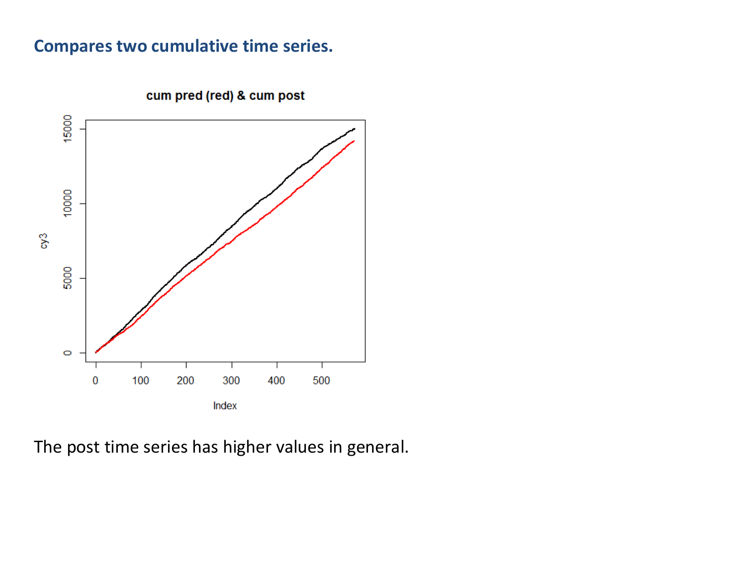### Compares two cumulative time series.

The post time series has higher values in general.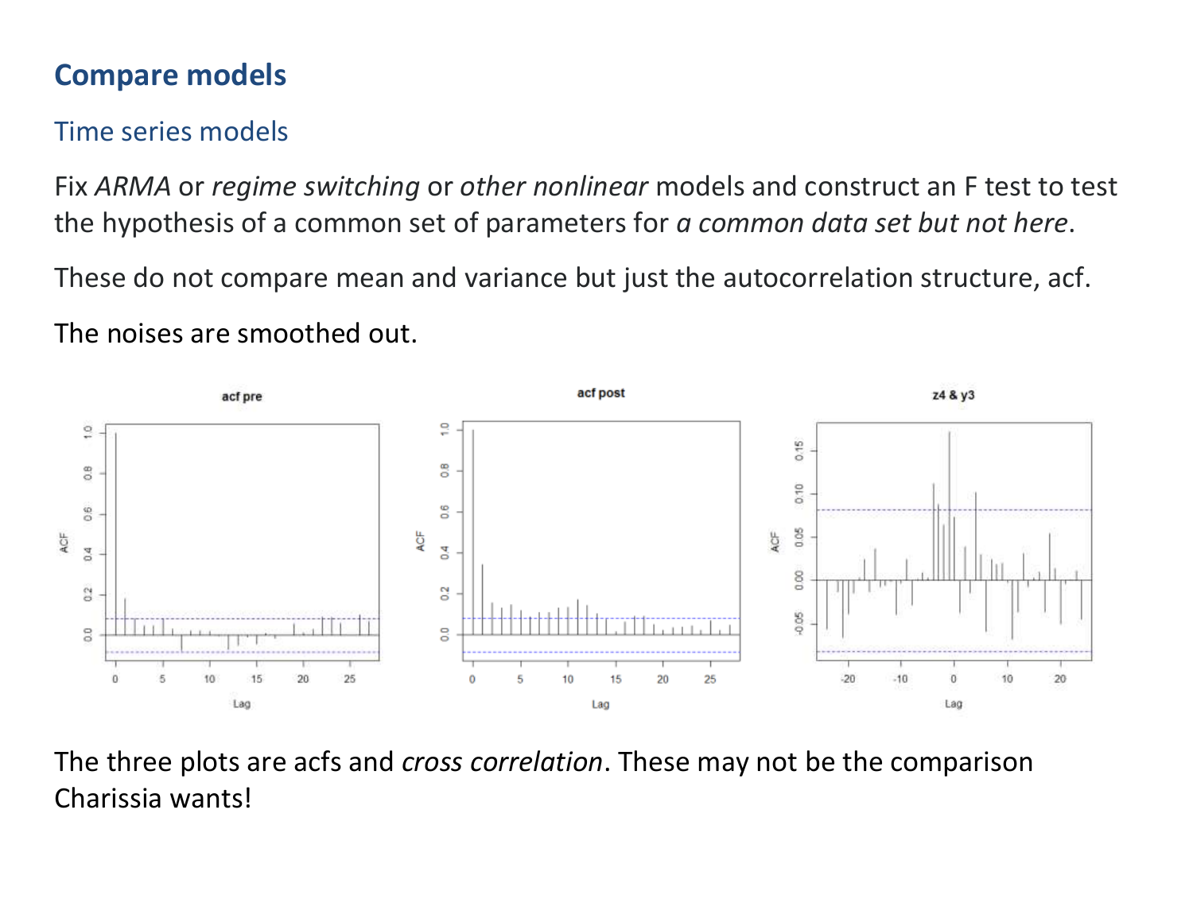## Compare models

### Time series models

Fix *ARMA* or *regime switching* or *other nonlinear* models and construct an F test to test the hypothesis of a common set of parameters for *a common data set but not here*.

These do not compare mean and variance but just the autocorrelation structure, acf.

The noises are smoothed out.

The three plots are acfs and *cross correlation*. These may not be the comparison Charissia wants!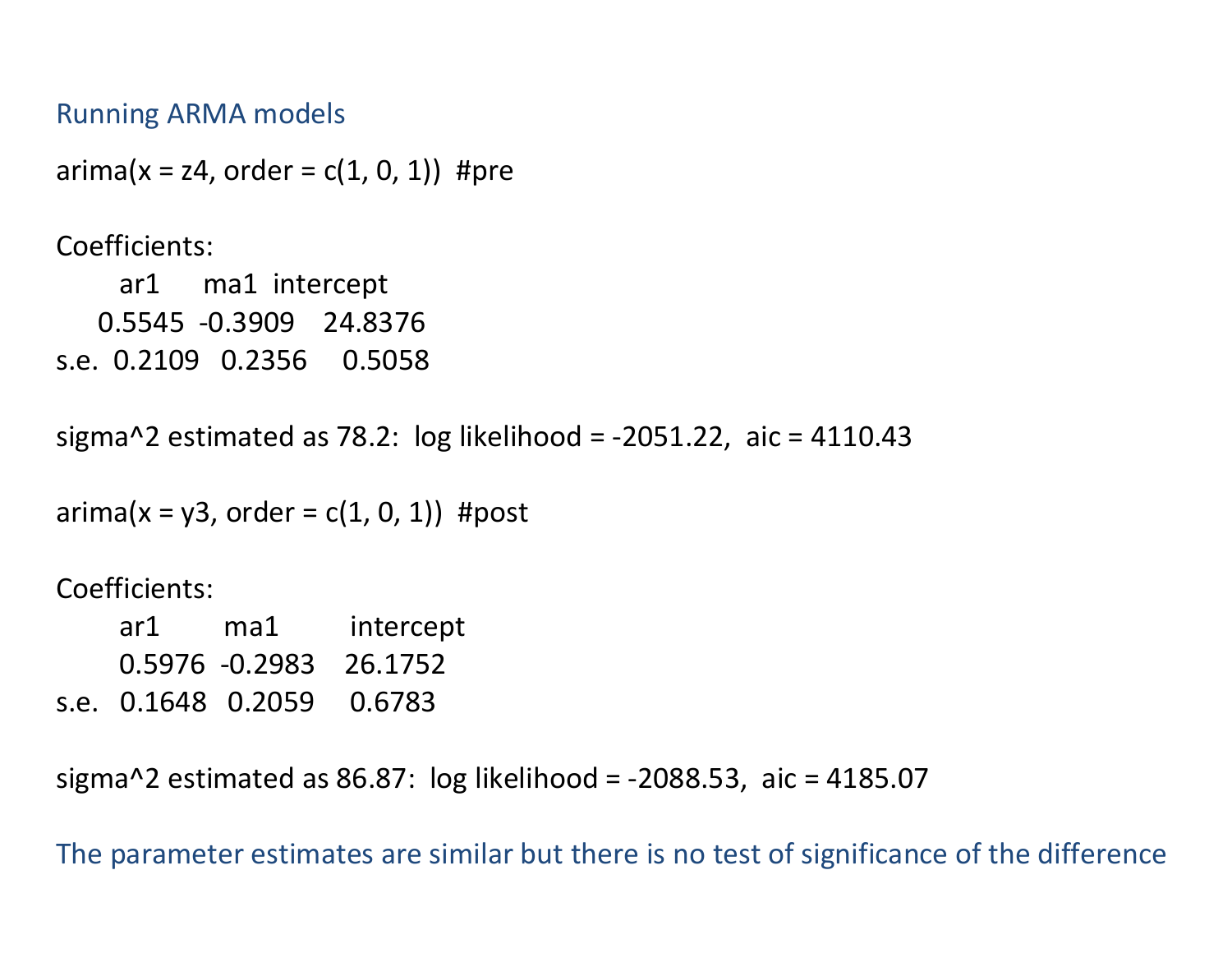## Running ARMA models

```
arima(x = z4, order = c(1, 0, 1))  #pre

Coefficients:
        ar1      ma1  intercept
     0.5545  -0.3909    24.8376
s.e.  0.2109   0.2356     0.5058

sigma^2 estimated as 78.2:  log likelihood = -2051.22,  aic = 4110.43

arima(x = y3, order = c(1, 0, 1))  #post

Coefficients:
        ar1        ma1        intercept
        0.5976  -0.2983    26.1752
s.e.   0.1648   0.2059     0.6783

sigma^2 estimated as 86.87:  log likelihood = -2088.53,  aic = 4185.07
```

The parameter estimates are similar but there is no test of significance of the difference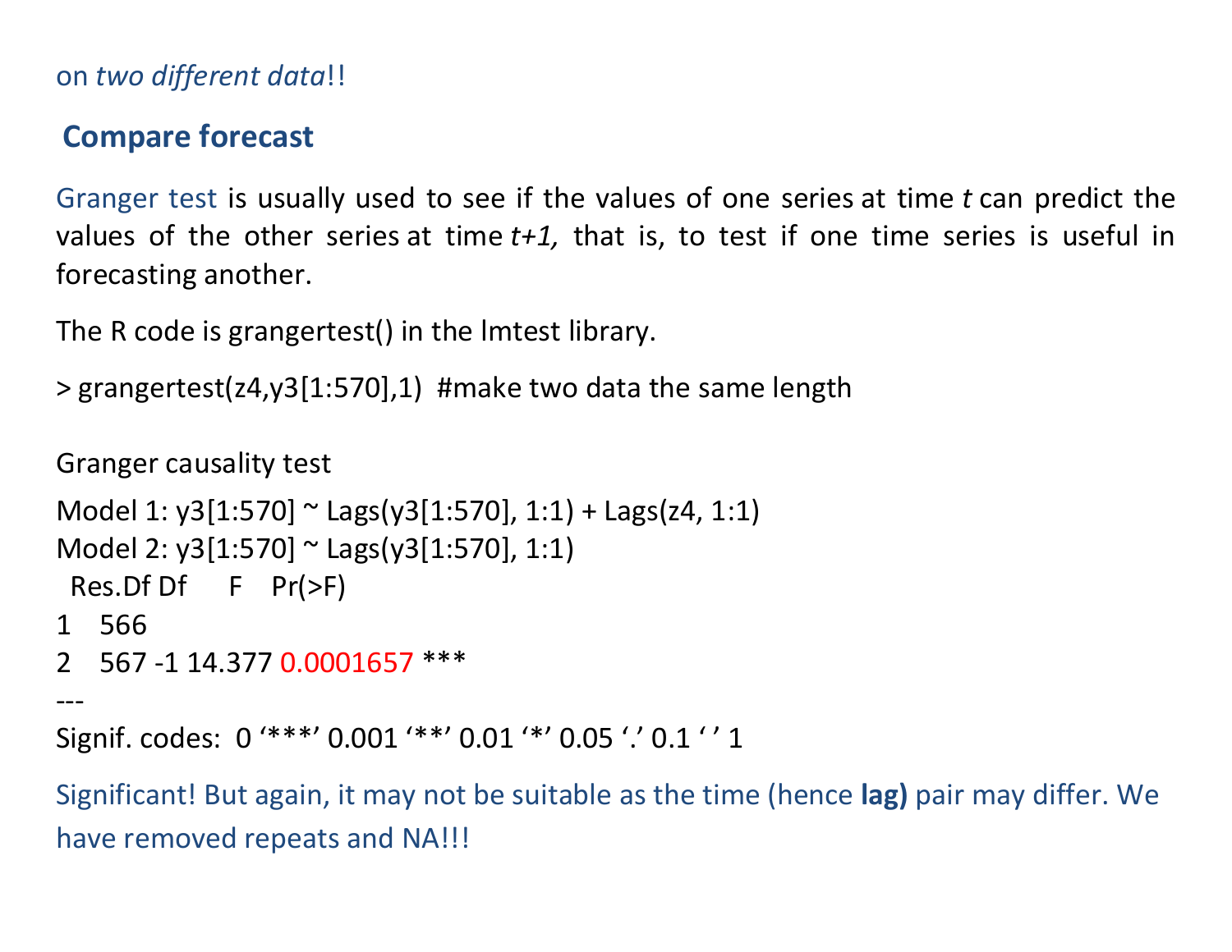on *two different data*!!

## Compare forecast

Granger test is usually used to see if the values of one series at time *t* can predict the values of the other series at time *t+1,* that is, to test if one time series is useful in forecasting another.

The R code is grangertest() in the lmtest library.

```
> grangertest(z4,y3[1:570],1)  #make two data the same length

Granger causality test

Model 1: y3[1:570] ~ Lags(y3[1:570], 1:1) + Lags(z4, 1:1)
Model 2: y3[1:570] ~ Lags(y3[1:570], 1:1)
  Res.Df Df      F    Pr(>F)
1    566
2    567 -1 14.377 0.0001657 ***
---
Signif. codes:  0 '***' 0.001 '**' 0.01 '*' 0.05 '.' 0.1 ' ' 1
```

Significant! But again, it may not be suitable as the time (hence **lag**) pair may differ. We have removed repeats and NA!!!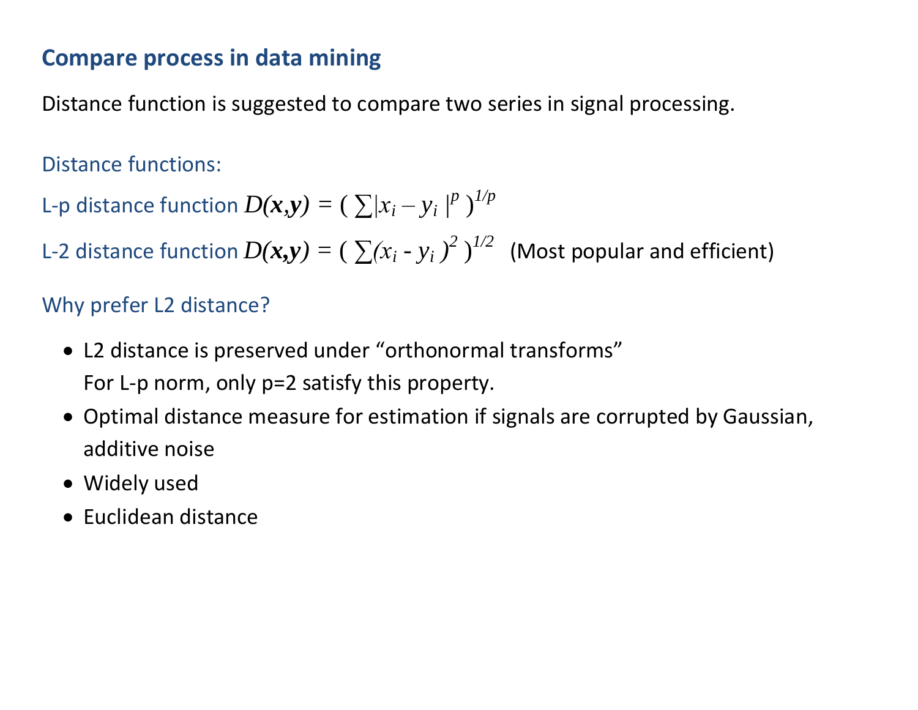## Compare process in data mining

Distance function is suggested to compare two series in signal processing.

Distance functions:

L-p distance function $D(\mathbf{x},\mathbf{y}) = ( \sum|x_i - y_i|^p )^{1/p}$

L-2 distance function $D(\mathbf{x},\mathbf{y}) = ( \sum(x_i - y_i)^2 )^{1/2}$ (Most popular and efficient)

Why prefer L2 distance?

- L2 distance is preserved under "orthonormal transforms"
  For L-p norm, only p=2 satisfy this property.
- Optimal distance measure for estimation if signals are corrupted by Gaussian, additive noise
- Widely used
- Euclidean distance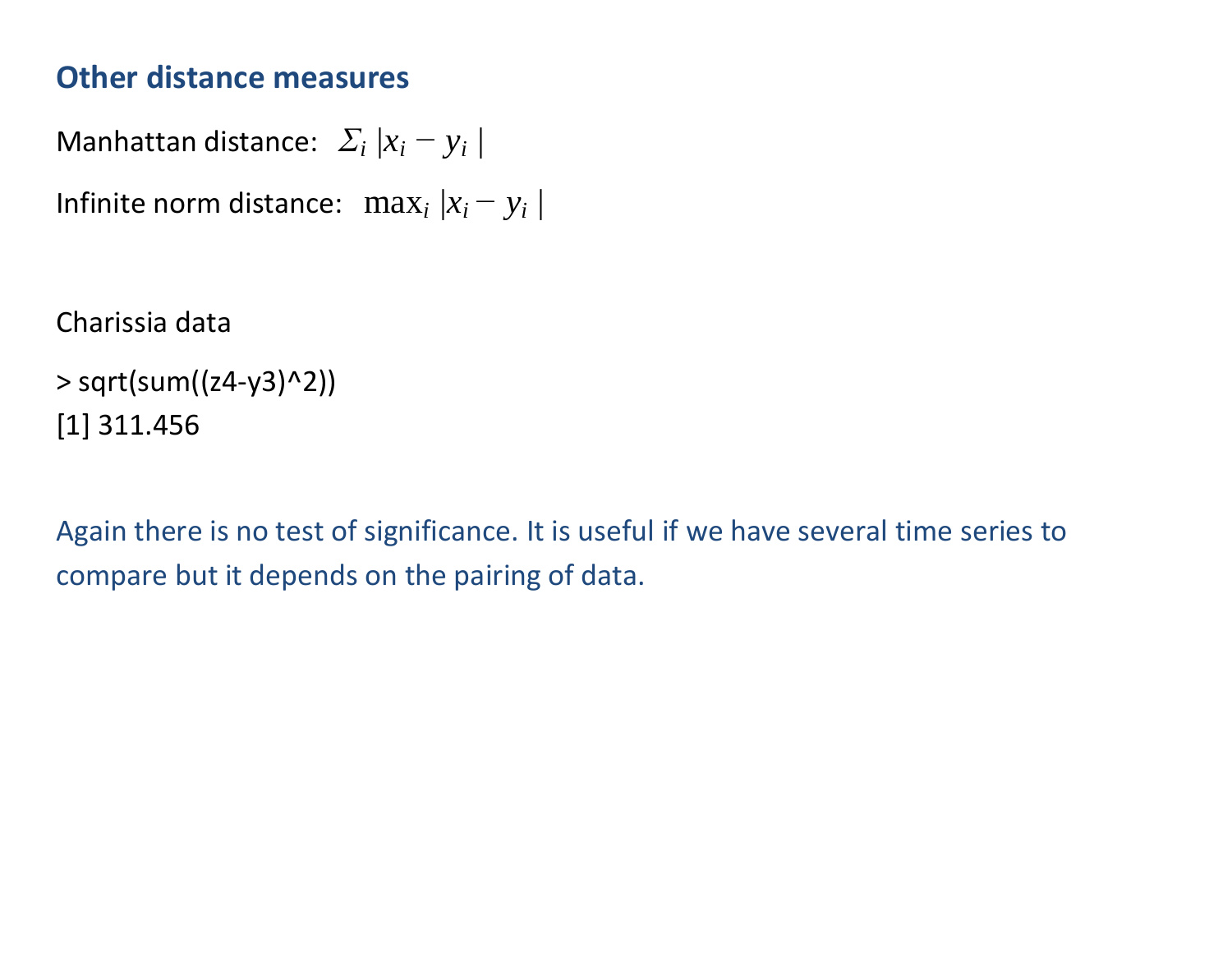## Other distance measures

Manhattan distance: $\Sigma_i \, |x_i - y_i|$

Infinite norm distance: $\max_i \, |x_i - y_i|$

Charissia data

```
> sqrt(sum((z4-y3)^2))
[1] 311.456
```

Again there is no test of significance. It is useful if we have several time series to compare but it depends on the pairing of data.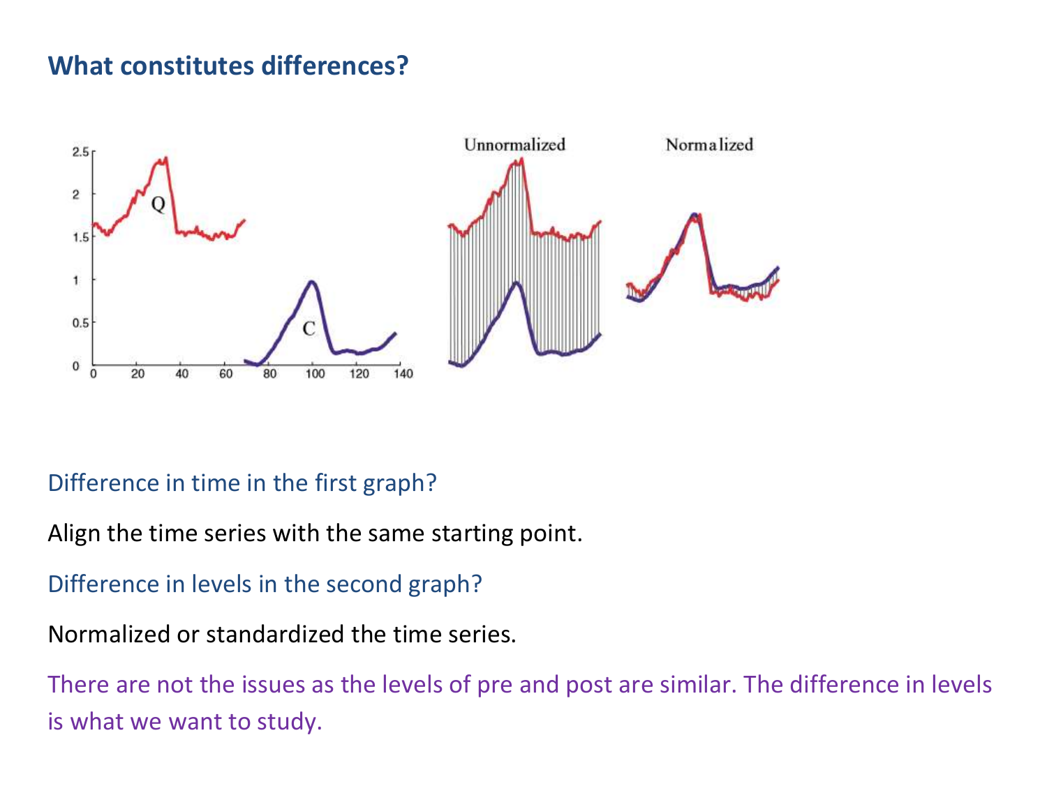## What constitutes differences?

Difference in time in the first graph?

Align the time series with the same starting point.

Difference in levels in the second graph?

Normalized or standardized the time series.

There are not the issues as the levels of pre and post are similar. The difference in levels is what we want to study.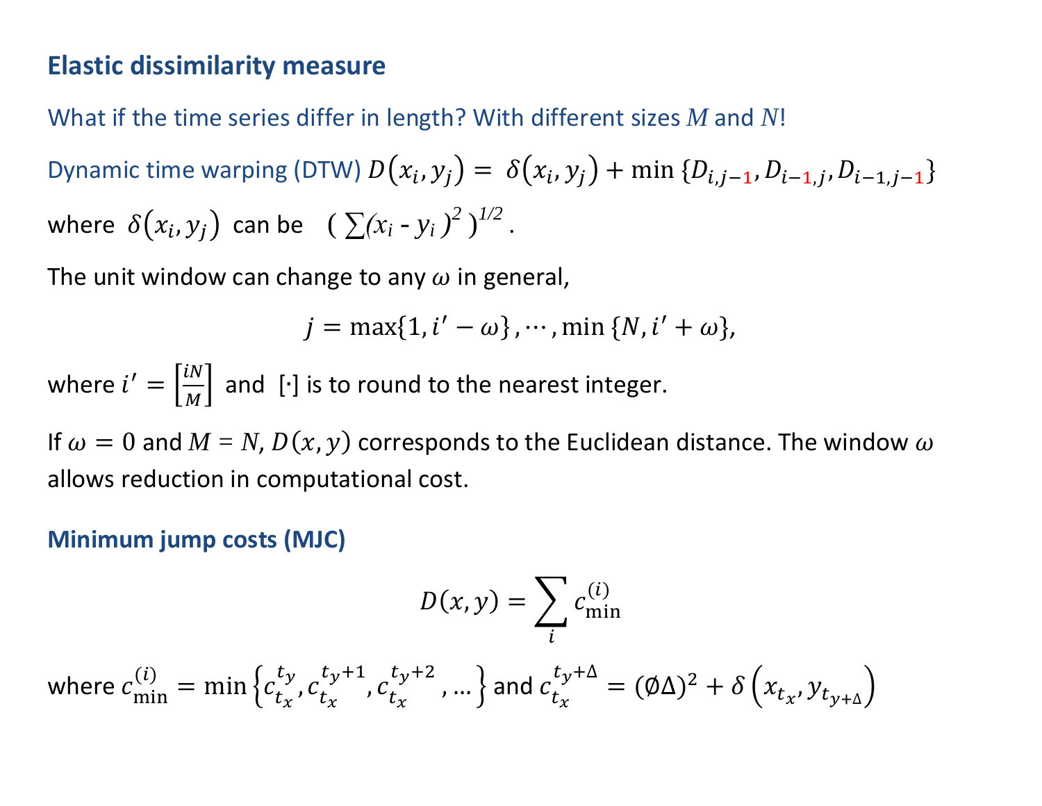## Elastic dissimilarity measure

What if the time series differ in length? With different sizes $M$ and $N$!

Dynamic time warping (DTW) $D(x_i, y_j) = \delta(x_i, y_j) + \min\{D_{i,j-1}, D_{i-1,j}, D_{i-1,j-1}\}$

where $\delta(x_i, y_j)$ can be $\left(\sum(x_i - y_i)^2\right)^{1/2}$.

The unit window can change to any $\omega$ in general,

$$j = \max\{1, i' - \omega\}, \cdots, \min\{N, i' + \omega\},$$

where $i' = \left[\frac{iN}{M}\right]$ and [·] is to round to the nearest integer.

If $\omega = 0$ and $M = N$, $D(x, y)$ corresponds to the Euclidean distance. The window $\omega$ allows reduction in computational cost.

## Minimum jump costs (MJC)

$$D(x, y) = \sum_i c_{\min}^{(i)}$$

where $c_{\min}^{(i)} = \min\left\{c_{t_x}^{t_y}, c_{t_x}^{t_y+1}, c_{t_x}^{t_y+2}, \ldots\right\}$ and $c_{t_x}^{t_y+\Delta} = (\emptyset\Delta)^2 + \delta\left(x_{t_x}, y_{t_{y+\Delta}}\right)$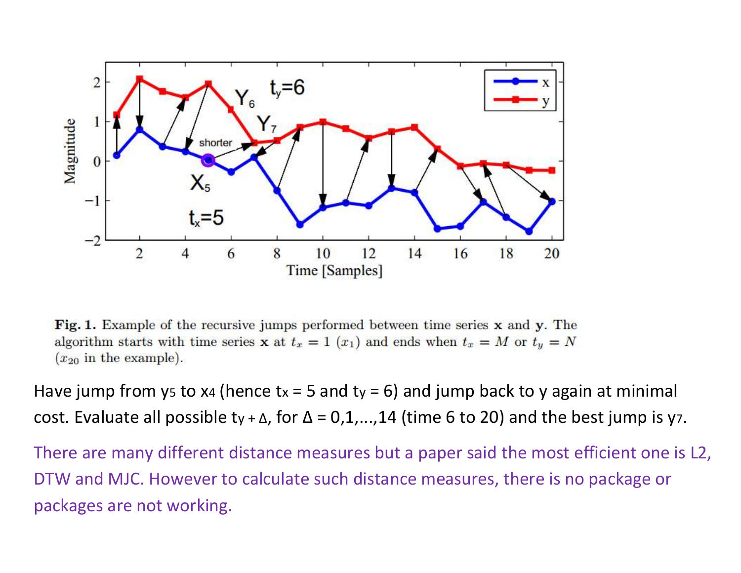2
1
0
−1
−2
Magnitude
2
4
6
8
10
12
14
16
18
20
Time [Samples]
x
y
$Y_6$
$t_y$=6
$Y_7$
shorter
$X_5$
$t_x$=5

**Fig. 1.** Example of the recursive jumps performed between time series **x** and **y**. The algorithm starts with time series **x** at $t_x = 1$ ($x_1$) and ends when $t_x = M$ or $t_y = N$ ($x_{20}$ in the example).

Have jump from $y_5$ to $x_4$ (hence $t_x = 5$ and $t_y = 6$) and jump back to y again at minimal cost. Evaluate all possible $t_{y+\Delta}$, for $\Delta = 0,1,\ldots,14$ (time 6 to 20) and the best jump is $y_7$.

There are many different distance measures but a paper said the most efficient one is L2, DTW and MJC. However to calculate such distance measures, there is no package or packages are not working.